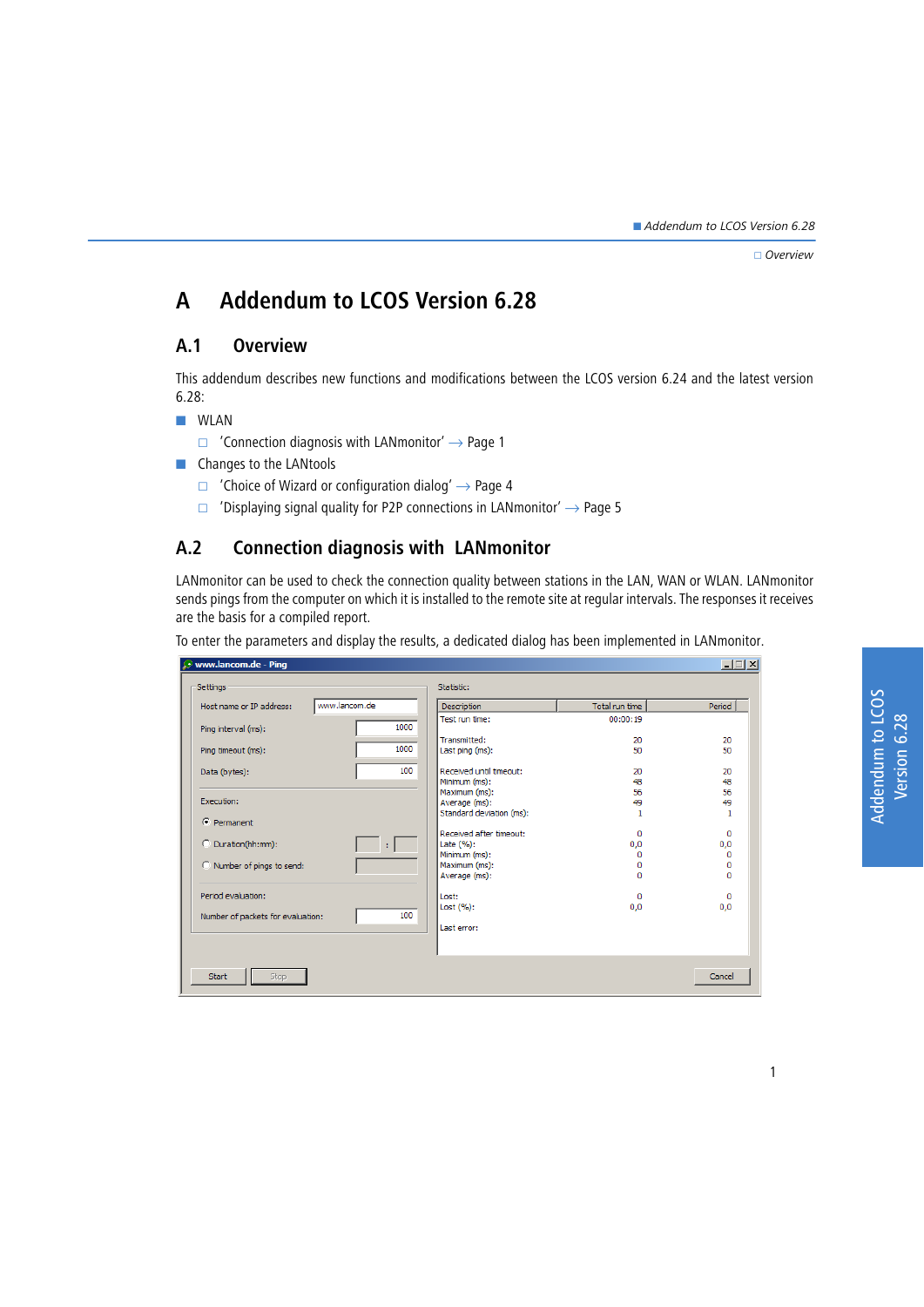# A Addendum to LCOS Version 6.28

## A.1 Overview

This addendum describes new functions and modifications between the LCOS version 6.24 and the latest version 6.28:

- WLAN
  - 'Connection diagnosis with LANmonitor' → Page 1
- Changes to the LANtools
  - 'Choice of Wizard or configuration dialog' → Page 4
  - 'Displaying signal quality for P2P connections in LANmonitor' → Page 5

## A.2 Connection diagnosis with LANmonitor

LANmonitor can be used to check the connection quality between stations in the LAN, WAN or WLAN. LANmonitor sends pings from the computer on which it is installed to the remote site at regular intervals. The responses it receives are the basis for a compiled report.

To enter the parameters and display the results, a dedicated dialog has been implemented in LANmonitor.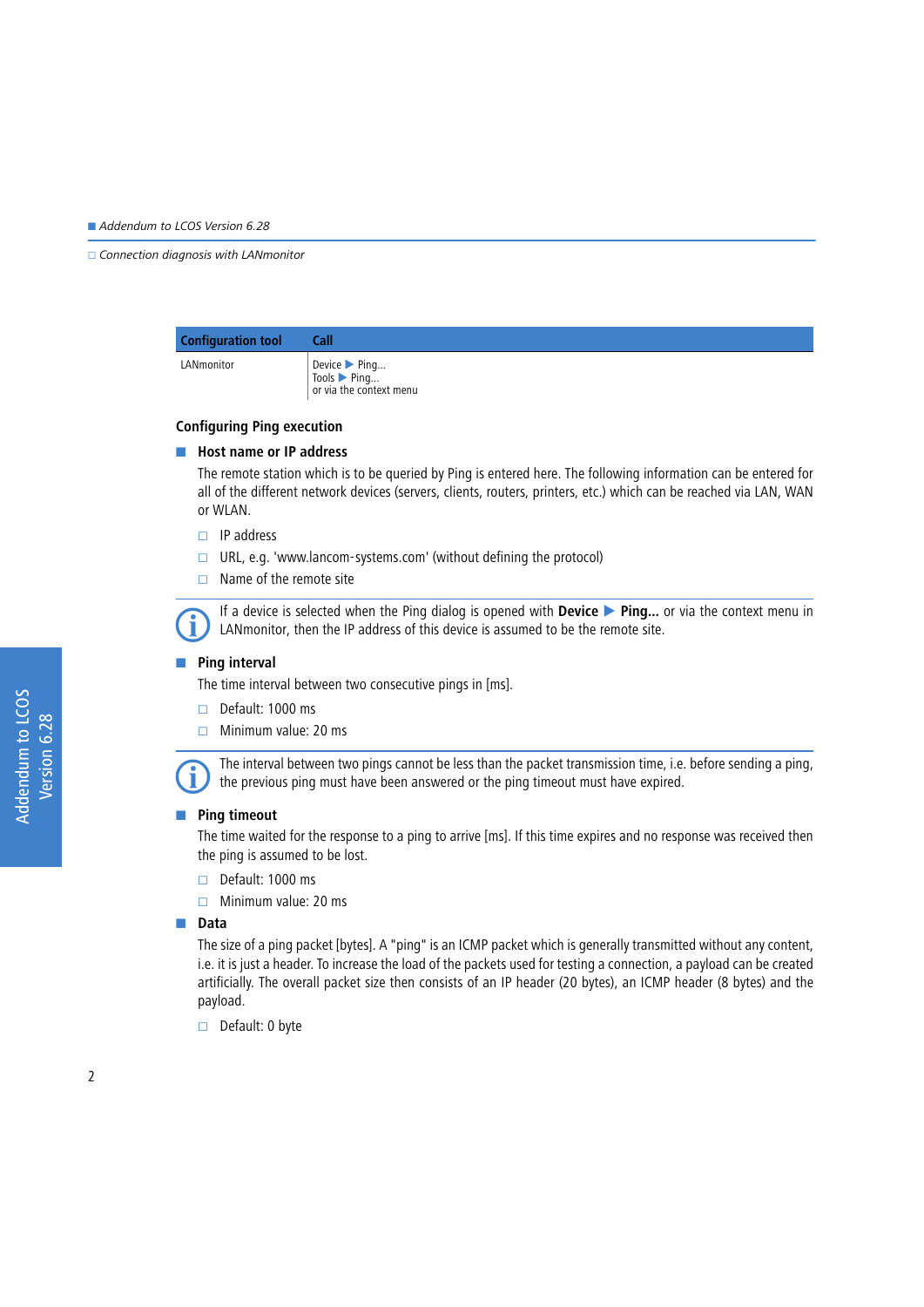| Configuration tool | Call |
|---|---|
| LANmonitor | Device ▶ Ping...<br>Tools ▶ Ping...<br>or via the context menu |

### Configuring Ping execution

- **Host name or IP address**

  The remote station which is to be queried by Ping is entered here. The following information can be entered for all of the different network devices (servers, clients, routers, printers, etc.) which can be reached via LAN, WAN or WLAN.

  - IP address
  - URL, e.g. 'www.lancom-systems.com' (without defining the protocol)
  - Name of the remote site

> If a device is selected when the Ping dialog is opened with **Device ▶ Ping...** or via the context menu in LANmonitor, then the IP address of this device is assumed to be the remote site.

- **Ping interval**

  The time interval between two consecutive pings in [ms].

  - Default: 1000 ms
  - Minimum value: 20 ms

> The interval between two pings cannot be less than the packet transmission time, i.e. before sending a ping, the previous ping must have been answered or the ping timeout must have expired.

- **Ping timeout**

  The time waited for the response to a ping to arrive [ms]. If this time expires and no response was received then the ping is assumed to be lost.

  - Default: 1000 ms
  - Minimum value: 20 ms

- **Data**

  The size of a ping packet [bytes]. A "ping" is an ICMP packet which is generally transmitted without any content, i.e. it is just a header. To increase the load of the packets used for testing a connection, a payload can be created artificially. The overall packet size then consists of an IP header (20 bytes), an ICMP header (8 bytes) and the payload.

  - Default: 0 byte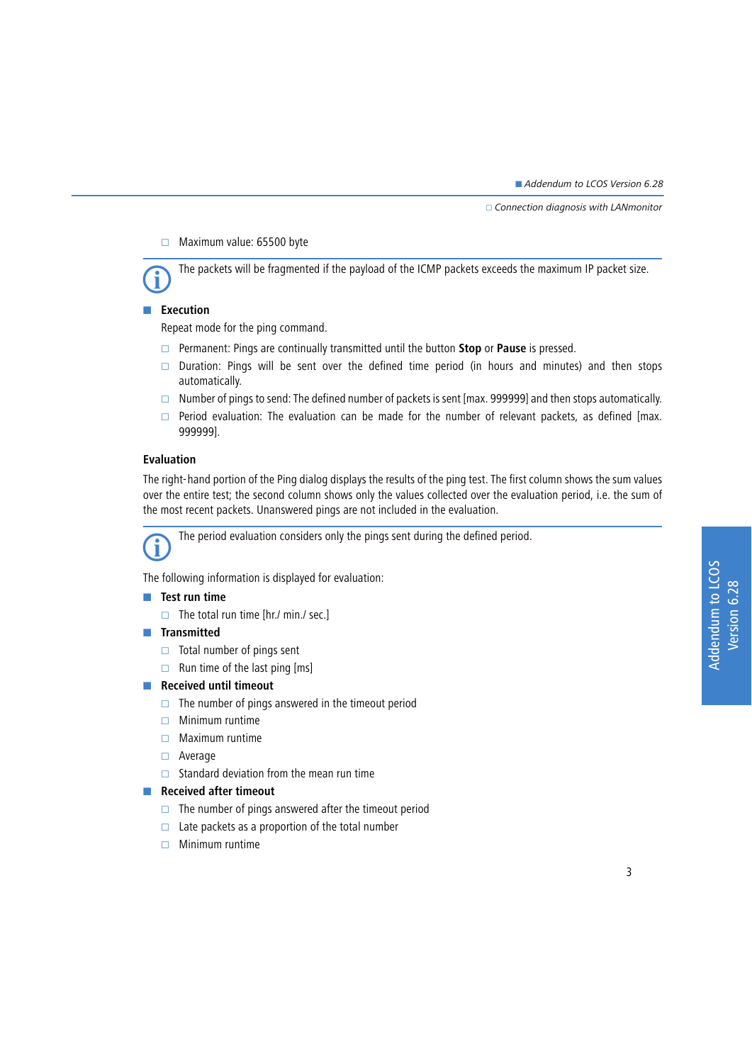- Maximum value: 65500 byte

> The packets will be fragmented if the payload of the ICMP packets exceeds the maximum IP packet size.

- **Execution**

  Repeat mode for the ping command.

  - Permanent: Pings are continually transmitted until the button **Stop** or **Pause** is pressed.
  - Duration: Pings will be sent over the defined time period (in hours and minutes) and then stops automatically.
  - Number of pings to send: The defined number of packets is sent [max. 999999] and then stops automatically.
  - Period evaluation: The evaluation can be made for the number of relevant packets, as defined [max. 999999].

### Evaluation

The right-hand portion of the Ping dialog displays the results of the ping test. The first column shows the sum values over the entire test; the second column shows only the values collected over the evaluation period, i.e. the sum of the most recent packets. Unanswered pings are not included in the evaluation.

> The period evaluation considers only the pings sent during the defined period.

The following information is displayed for evaluation:

- **Test run time**
  - The total run time [hr./ min./ sec.]
- **Transmitted**
  - Total number of pings sent
  - Run time of the last ping [ms]
- **Received until timeout**
  - The number of pings answered in the timeout period
  - Minimum runtime
  - Maximum runtime
  - Average
  - Standard deviation from the mean run time
- **Received after timeout**
  - The number of pings answered after the timeout period
  - Late packets as a proportion of the total number
  - Minimum runtime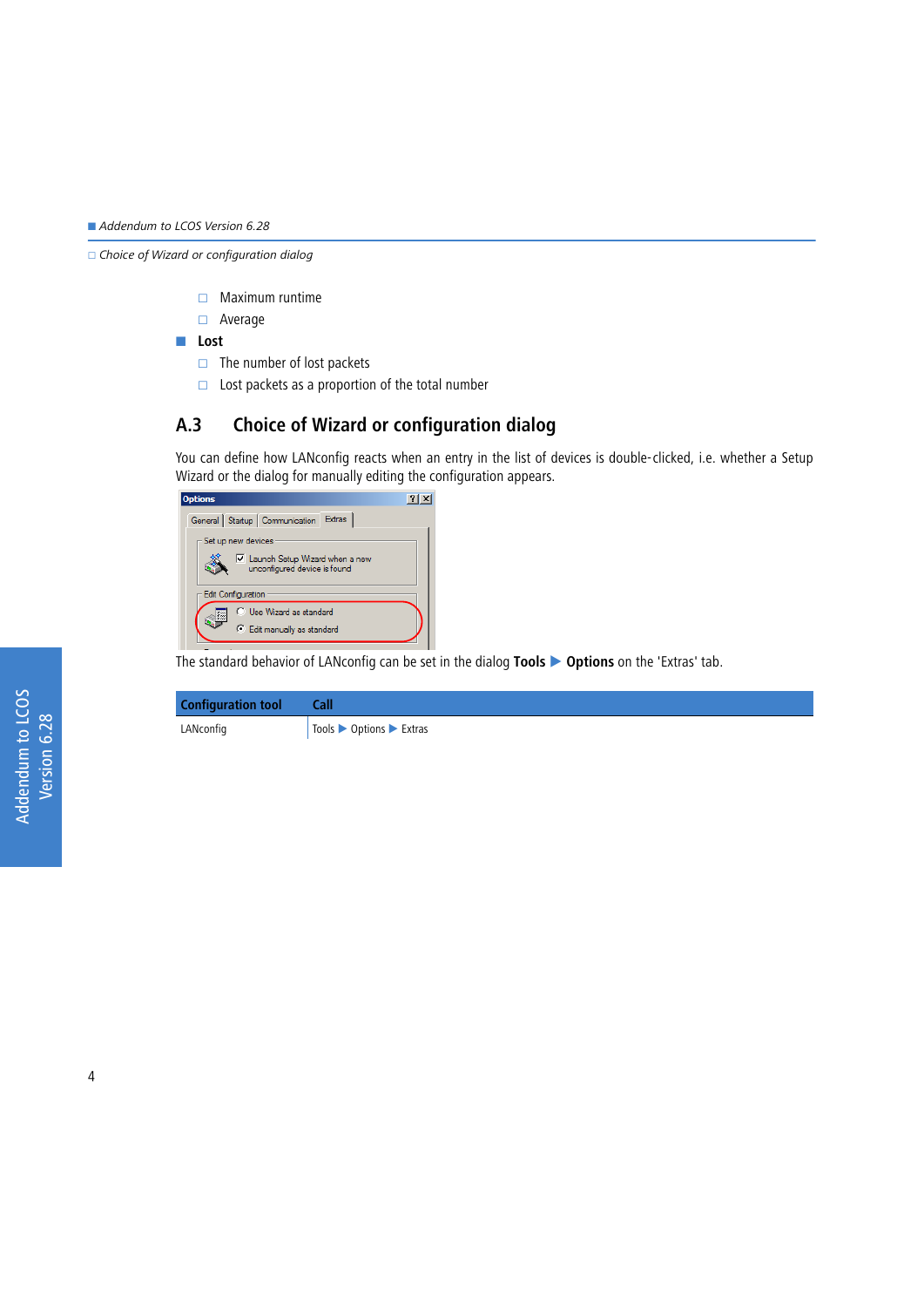- Maximum runtime
- Average
- **Lost**
  - The number of lost packets
  - Lost packets as a proportion of the total number

## A.3 Choice of Wizard or configuration dialog

You can define how LANconfig reacts when an entry in the list of devices is double-clicked, i.e. whether a Setup Wizard or the dialog for manually editing the configuration appears.

The standard behavior of LANconfig can be set in the dialog **Tools ▶ Options** on the 'Extras' tab.

| Configuration tool | Call |
| --- | --- |
| LANconfig | Tools ▶ Options ▶ Extras |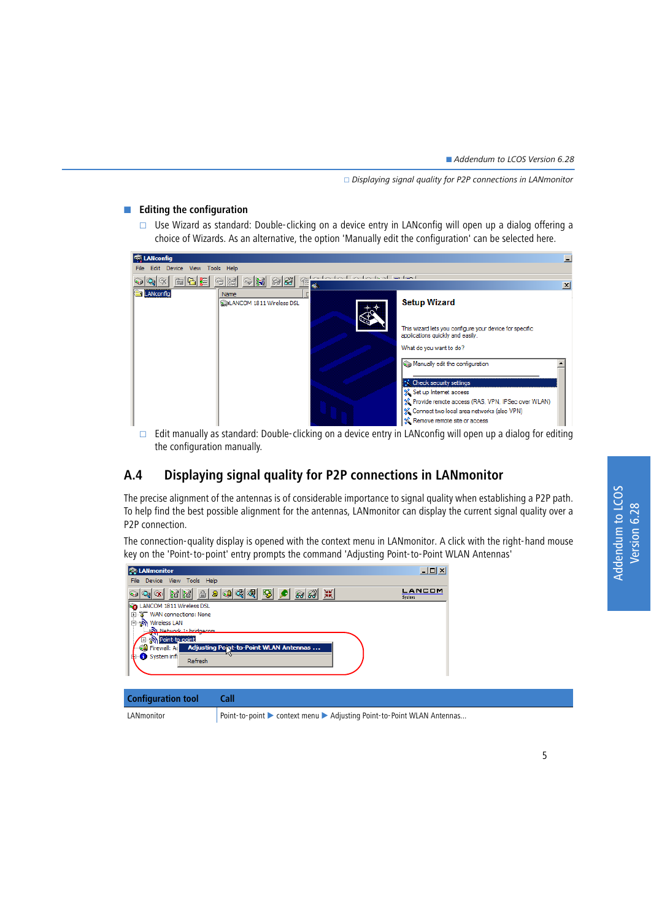## Editing the configuration

- Use Wizard as standard: Double-clicking on a device entry in LANconfig will open up a dialog offering a choice of Wizards. As an alternative, the option 'Manually edit the configuration' can be selected here.

- Edit manually as standard: Double-clicking on a device entry in LANconfig will open up a dialog for editing the configuration manually.

# A.4 Displaying signal quality for P2P connections in LANmonitor

The precise alignment of the antennas is of considerable importance to signal quality when establishing a P2P path. To help find the best possible alignment for the antennas, LANmonitor can display the current signal quality over a P2P connection.

The connection-quality display is opened with the context menu in LANmonitor. A click with the right-hand mouse key on the 'Point-to-point' entry prompts the command 'Adjusting Point-to-Point WLAN Antennas'

| Configuration tool | Call |
|---|---|
| LANmonitor | Point-to-point ▶ context menu ▶ Adjusting Point-to-Point WLAN Antennas... |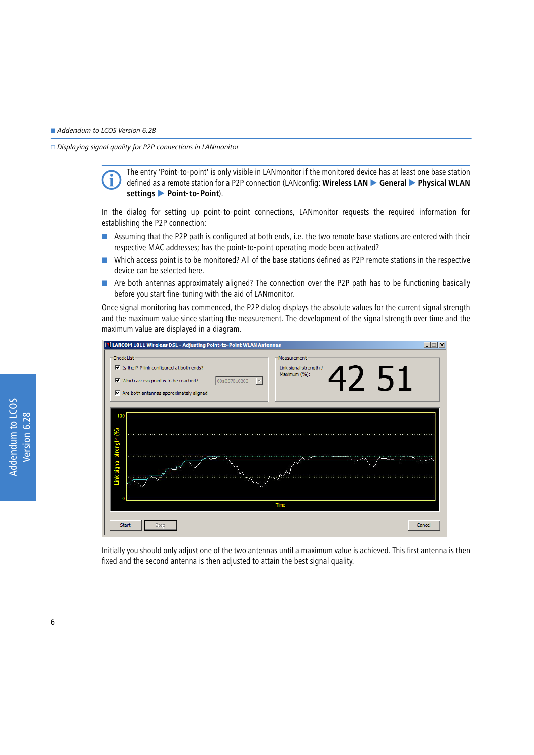The entry 'Point-to-point' is only visible in LANmonitor if the monitored device has at least one base station defined as a remote station for a P2P connection (LANconfig: **Wireless LAN ▶ General ▶ Physical WLAN settings ▶ Point-to-Point**).

In the dialog for setting up point-to-point connections, LANmonitor requests the required information for establishing the P2P connection:

- Assuming that the P2P path is configured at both ends, i.e. the two remote base stations are entered with their respective MAC addresses; has the point-to-point operating mode been activated?
- Which access point is to be monitored? All of the base stations defined as P2P remote stations in the respective device can be selected here.
- Are both antennas approximately aligned? The connection over the P2P path has to be functioning basically before you start fine-tuning with the aid of LANmonitor.

Once signal monitoring has commenced, the P2P dialog displays the absolute values for the current signal strength and the maximum value since starting the measurement. The development of the signal strength over time and the maximum value are displayed in a diagram.

LANCOM 1811 Wireless DSL - Adjusting Point-to-Point WLAN Antennas

Check List

Is the P-P link configured at both ends?

Which access point is to be reached?

00a057010203

Are both antennas approximately aligned

Measurement

Link signal strength / Maximum (%):

42 51

100

Link signal strength (%)

0

Time

Start

Stop

Cancel

Initially you should only adjust one of the two antennas until a maximum value is achieved. This first antenna is then fixed and the second antenna is then adjusted to attain the best signal quality.